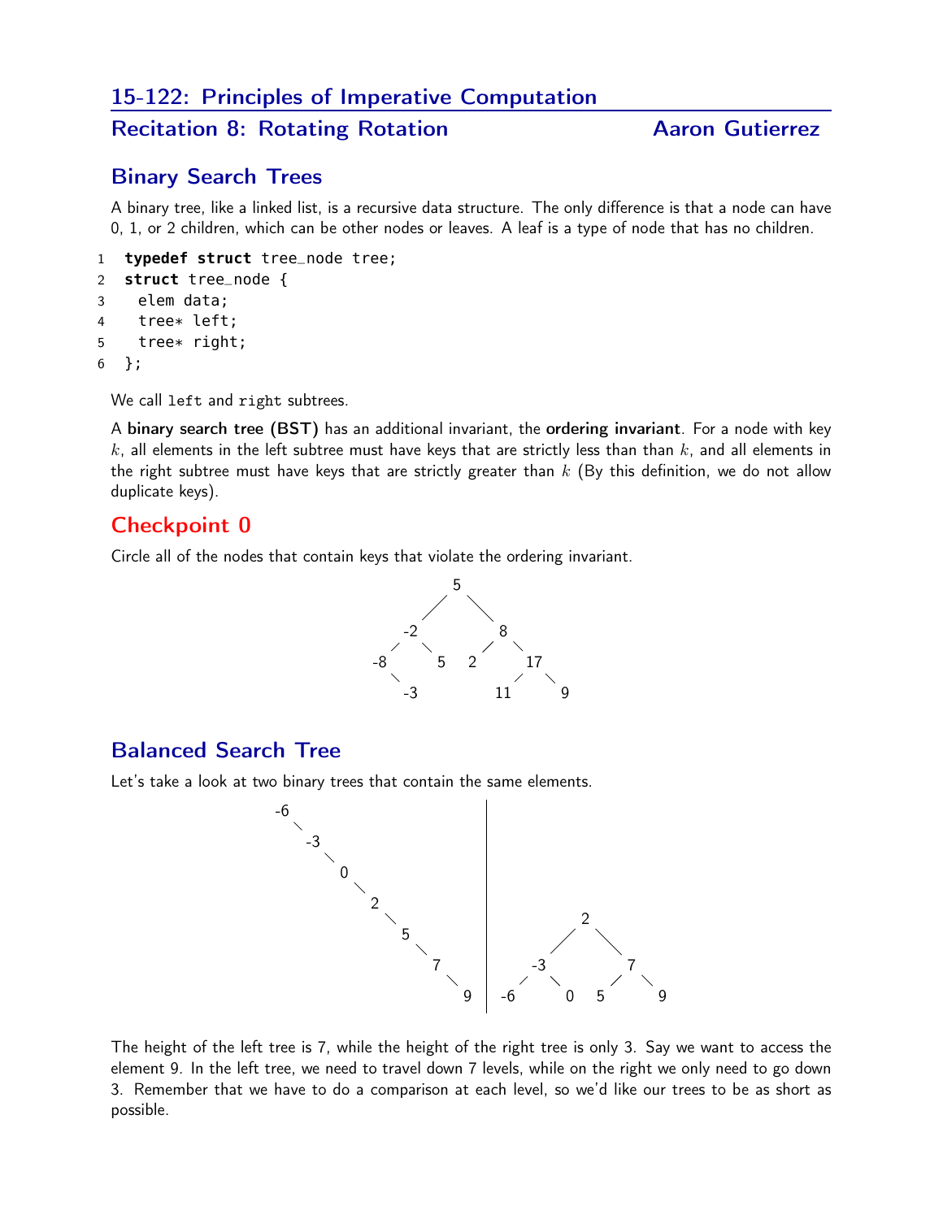# 15-122: Principles of Imperative Computation

## Recitation 8: Rotating Rotation — Aaron Gutierrez

## Binary Search Trees

A binary tree, like a linked list, is a recursive data structure. The only difference is that a node can have 0, 1, or 2 children, which can be other nodes or leaves. A leaf is a type of node that has no children.

```
1  typedef struct tree_node tree;
2  struct tree_node {
3    elem data;
4    tree* left;
5    tree* right;
6  };
```

We call `left` and `right` subtrees.

A **binary search tree (BST)** has an additional invariant, the **ordering invariant**. For a node with key $k$, all elements in the left subtree must have keys that are strictly less than than $k$, and all elements in the right subtree must have keys that are strictly greater than $k$ (By this definition, we do not allow duplicate keys).

## Checkpoint 0

Circle all of the nodes that contain keys that violate the ordering invariant.

```
          5
        /   \
      -2     8
     /  \   / \
   -8    5 2   17
     \        /  \
     -3      11   9
```

## Balanced Search Tree

Let's take a look at two binary trees that contain the same elements.

```
-6                        |
  \                       |
  -3                      |
    \                     |
     0                    |
      \                   |
       2                  |          2
        \                 |        /   \
         5                |      -3     7
          \               |     /  \   / \
           7              |   -6    0 5   9
            \             |
             9            |
```

The height of the left tree is 7, while the height of the right tree is only 3. Say we want to access the element 9. In the left tree, we need to travel down 7 levels, while on the right we only need to go down 3. Remember that we have to do a comparison at each level, so we'd like our trees to be as short as possible.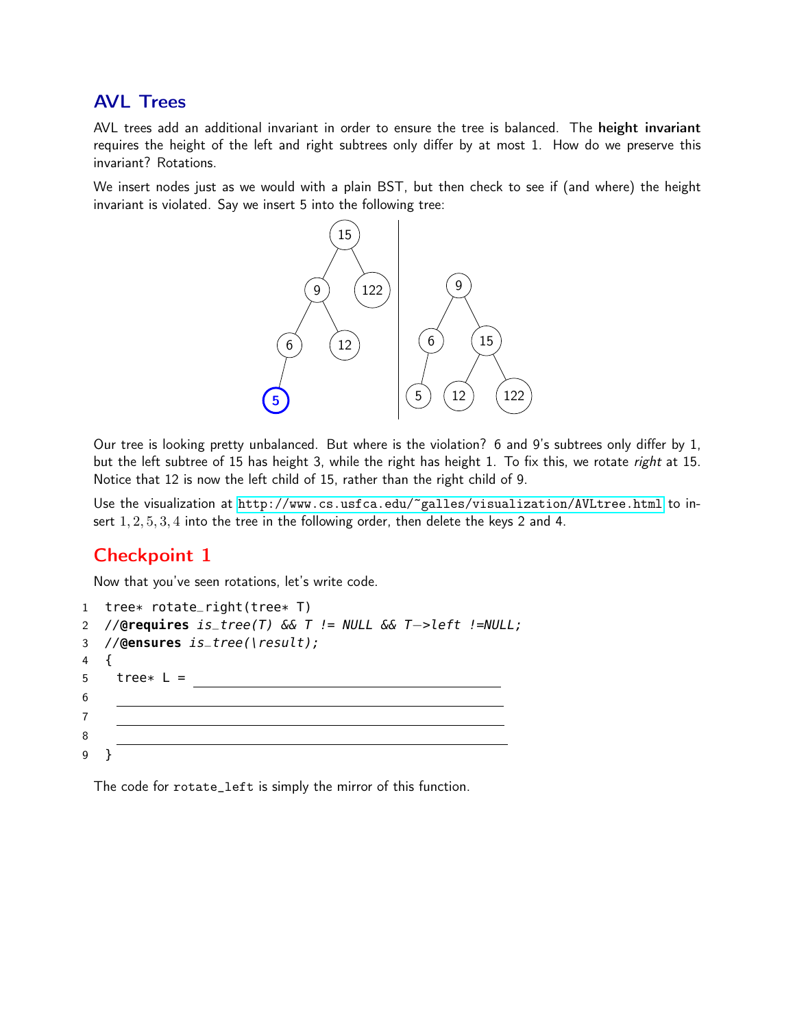## AVL Trees

AVL trees add an additional invariant in order to ensure the tree is balanced. The **height invariant** requires the height of the left and right subtrees only differ by at most 1. How do we preserve this invariant? Rotations.

We insert nodes just as we would with a plain BST, but then check to see if (and where) the height invariant is violated. Say we insert 5 into the following tree:

15
9
122
6
12
5

9
6
15
5
12
122

Our tree is looking pretty unbalanced. But where is the violation? 6 and 9's subtrees only differ by 1, but the left subtree of 15 has height 3, while the right has height 1. To fix this, we rotate *right* at 15. Notice that 12 is now the left child of 15, rather than the right child of 9.

Use the visualization at http://www.cs.usfca.edu/~galles/visualization/AVLtree.html to insert $1, 2, 5, 3, 4$ into the tree in the following order, then delete the keys 2 and 4.

## Checkpoint 1

Now that you've seen rotations, let's write code.

```
1  tree* rotate_right(tree* T)
2  //@requires is_tree(T) && T != NULL && T->left !=NULL;
3  //@ensures is_tree(\result);
4  {
5    tree* L = ________________________________
6    __________________________________________
7    __________________________________________
8    __________________________________________
9  }
```

The code for `rotate_left` is simply the mirror of this function.